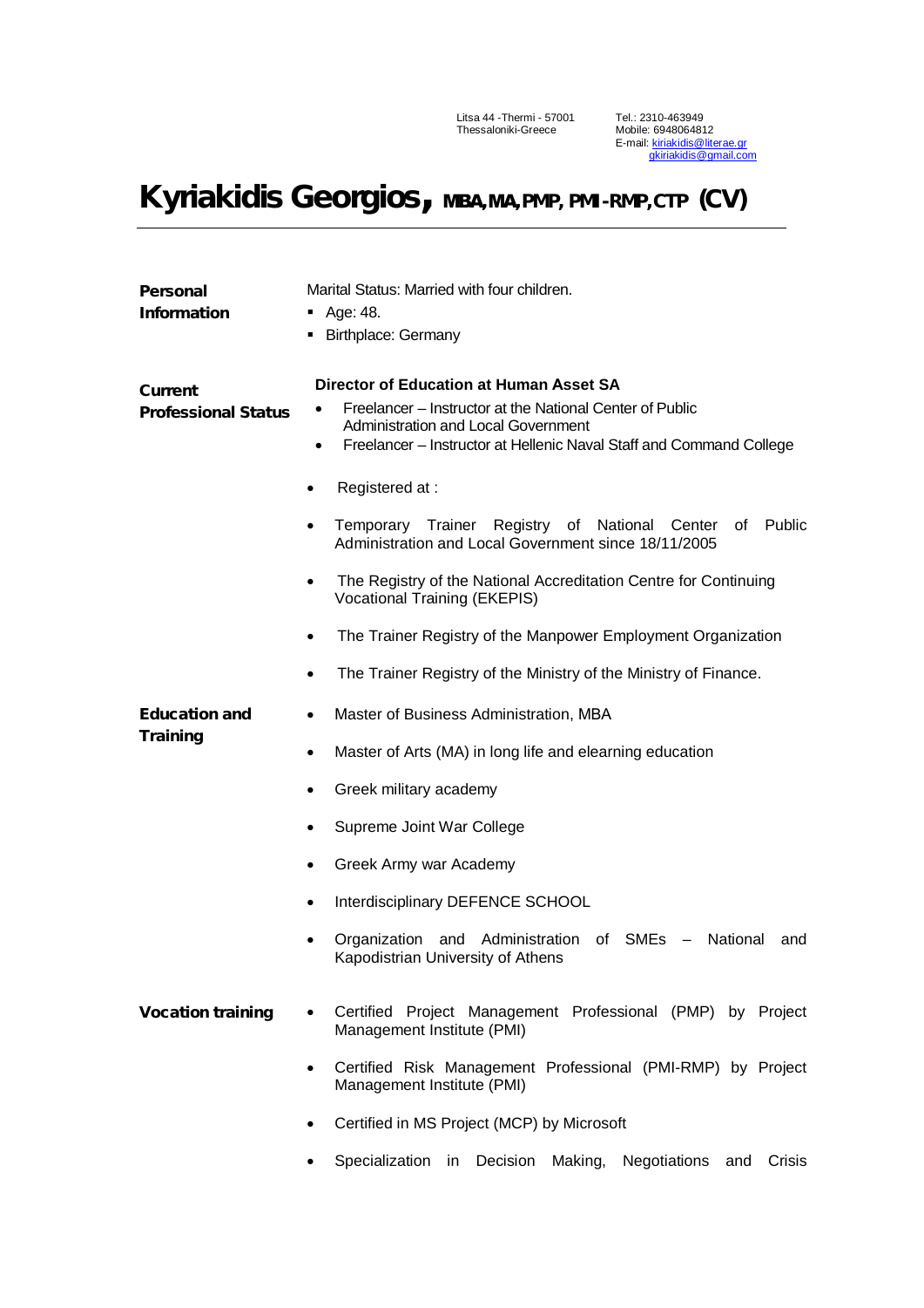Litsa 44 -Thermi - 57001
Thessaloniki-Greece

Tel.: 2310-463949
Mobile: 6948064812
E-mail: kiriakidis@literae.gr
gkiriakidis@gmail.com

# Kyriakidis Georgios, MBA,MA,PMP, PMI-RMP,CTP (CV)

---

**Personal Information**

Marital Status: Married with four children.

- Age: 48.
- Birthplace: Germany

**Current Professional Status**

**Director of Education at Human Asset SA**

- Freelancer – Instructor at the National Center of Public Administration and Local Government
- Freelancer – Instructor at Hellenic Naval Staff and Command College
- Registered at :
- Temporary Trainer Registry of National Center of Public Administration and Local Government since 18/11/2005
- The Registry of the National Accreditation Centre for Continuing Vocational Training (EKEPIS)
- The Trainer Registry of the Manpower Employment Organization
- The Trainer Registry of the Ministry of the Ministry of Finance.

**Education and Training**

- Master of Business Administration, MBA
- Master of Arts (MA) in long life and elearning education
- Greek military academy
- Supreme Joint War College
- Greek Army war Academy
- Interdisciplinary DEFENCE SCHOOL
- Organization and Administration of SMEs – National and Kapodistrian University of Athens

**Vocation training**

- Certified Project Management Professional (PMP) by Project Management Institute (PMI)
- Certified Risk Management Professional (PMI-RMP) by Project Management Institute (PMI)
- Certified in MS Project (MCP) by Microsoft
- Specialization in Decision Making, Negotiations and Crisis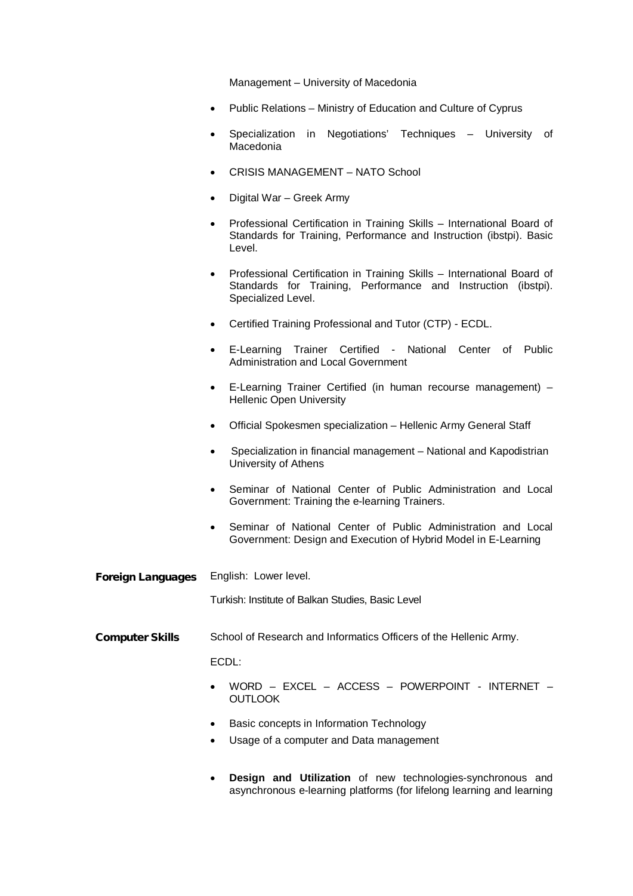Management – University of Macedonia

- Public Relations – Ministry of Education and Culture of Cyprus
- Specialization in Negotiations' Techniques – University of Macedonia
- CRISIS MANAGEMENT – NATO School
- Digital War – Greek Army
- Professional Certification in Training Skills – International Board of Standards for Training, Performance and Instruction (ibstpi). Basic Level.
- Professional Certification in Training Skills – International Board of Standards for Training, Performance and Instruction (ibstpi). Specialized Level.
- Certified Training Professional and Tutor (CTP) - ECDL.
- E-Learning Trainer Certified - National Center of Public Administration and Local Government
- E-Learning Trainer Certified (in human recourse management) – Hellenic Open University
- Official Spokesmen specialization – Hellenic Army General Staff
- Specialization in financial management – National and Kapodistrian University of Athens
- Seminar of National Center of Public Administration and Local Government: Training the e-learning Trainers.
- Seminar of National Center of Public Administration and Local Government: Design and Execution of Hybrid Model in E-Learning

**Foreign Languages**

English: Lower level.

Turkish: Institute of Balkan Studies, Basic Level

**Computer Skills**

School of Research and Informatics Officers of the Hellenic Army.

ECDL:

- WORD – EXCEL – ACCESS – POWERPOINT - INTERNET – OUTLOOK
- Basic concepts in Information Technology
- Usage of a computer and Data management
- **Design and Utilization** of new technologies-synchronous and asynchronous e-learning platforms (for lifelong learning and learning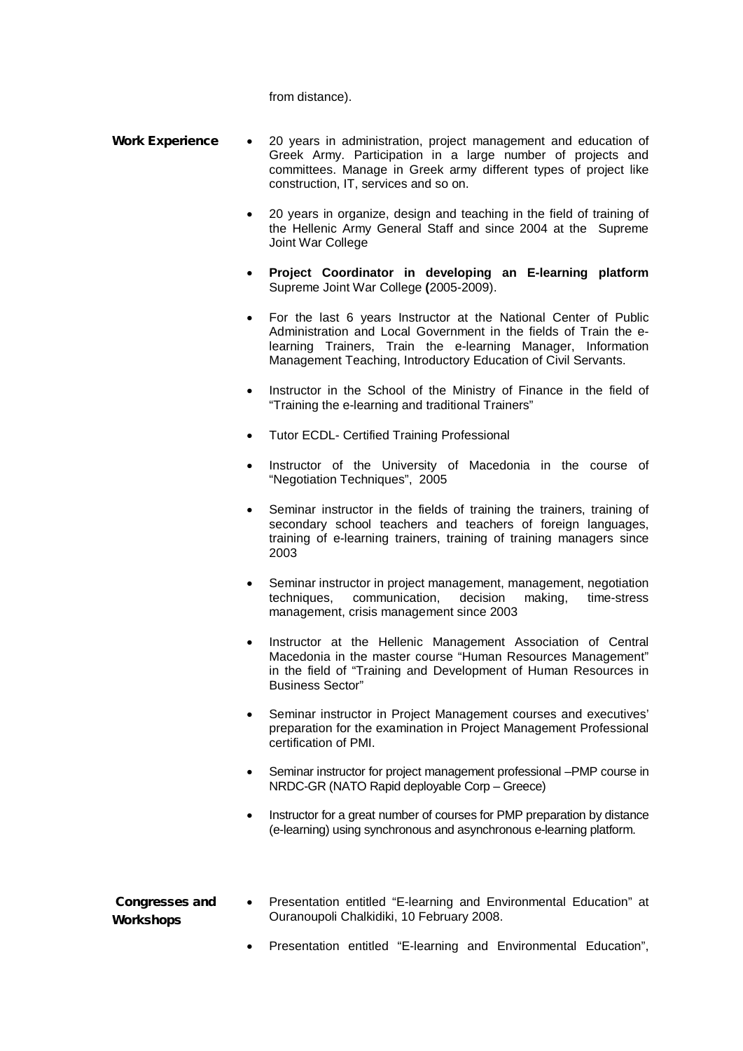from distance).

**Work Experience**

- 20 years in administration, project management and education of Greek Army. Participation in a large number of projects and committees. Manage in Greek army different types of project like construction, IT, services and so on.
- 20 years in organize, design and teaching in the field of training of the Hellenic Army General Staff and since 2004 at the Supreme Joint War College
- **Project Coordinator in developing an E-learning platform** Supreme Joint War College **(**2005-2009).
- For the last 6 years Instructor at the National Center of Public Administration and Local Government in the fields of Train the e-learning Trainers, Train the e-learning Manager, Information Management Teaching, Introductory Education of Civil Servants.
- Instructor in the School of the Ministry of Finance in the field of "Training the e-learning and traditional Trainers"
- Tutor ECDL- Certified Training Professional
- Instructor of the University of Macedonia in the course of "Negotiation Techniques", 2005
- Seminar instructor in the fields of training the trainers, training of secondary school teachers and teachers of foreign languages, training of e-learning trainers, training of training managers since 2003
- Seminar instructor in project management, management, negotiation techniques, communication, decision making, time-stress management, crisis management since 2003
- Instructor at the Hellenic Management Association of Central Macedonia in the master course "Human Resources Management" in the field of "Training and Development of Human Resources in Business Sector"
- Seminar instructor in Project Management courses and executives' preparation for the examination in Project Management Professional certification of PMI.
- Seminar instructor for project management professional –PMP course in NRDC-GR (NATO Rapid deployable Corp – Greece)
- Instructor for a great number of courses for PMP preparation by distance (e-learning) using synchronous and asynchronous e-learning platform.

**Congresses and Workshops**

- Presentation entitled "E-learning and Environmental Education" at Ouranoupoli Chalkidiki, 10 February 2008.
- Presentation entitled "E-learning and Environmental Education",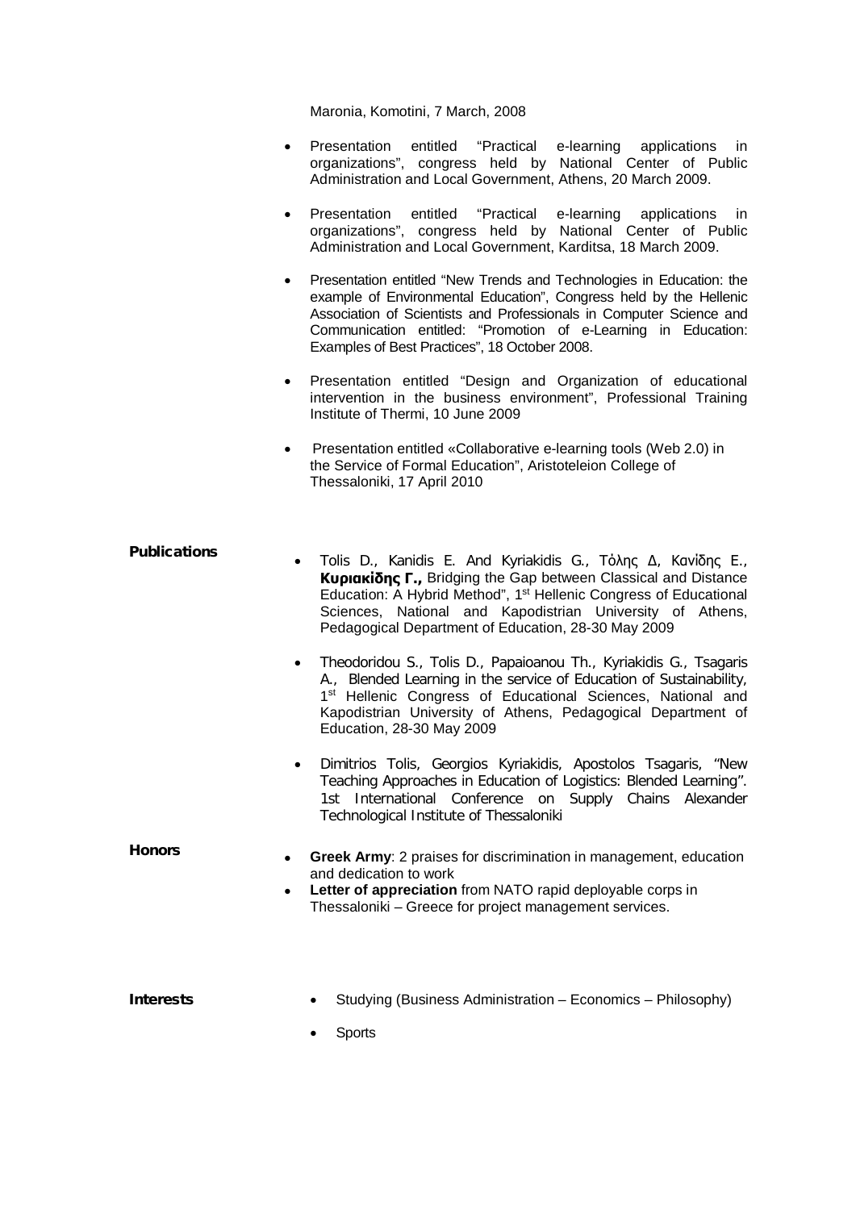Maronia, Komotini, 7 March, 2008

- Presentation entitled "Practical e-learning applications in organizations", congress held by National Center of Public Administration and Local Government, Athens, 20 March 2009.
- Presentation entitled "Practical e-learning applications in organizations", congress held by National Center of Public Administration and Local Government, Karditsa, 18 March 2009.
- Presentation entitled "New Trends and Technologies in Education: the example of Environmental Education", Congress held by the Hellenic Association of Scientists and Professionals in Computer Science and Communication entitled: "Promotion of e-Learning in Education: Examples of Best Practices", 18 October 2008.
- Presentation entitled "Design and Organization of educational intervention in the business environment", Professional Training Institute of Thermi, 10 June 2009
- Presentation entitled «Collaborative e-learning tools (Web 2.0) in the Service of Formal Education", Aristoteleion College of Thessaloniki, 17 April 2010

**Publications**

- Tolis D., Kanidis E. And Kyriakidis G., Τόλης Δ, Κανίδης Ε., **Κυριακίδης Γ.,** Bridging the Gap between Classical and Distance Education: A Hybrid Method", 1st Hellenic Congress of Educational Sciences, National and Kapodistrian University of Athens, Pedagogical Department of Education, 28-30 May 2009
- Theodoridou S., Tolis D., Papaioanou Th., Kyriakidis G., Tsagaris A., Blended Learning in the service of Education of Sustainability, 1st Hellenic Congress of Educational Sciences, National and Kapodistrian University of Athens, Pedagogical Department of Education, 28-30 May 2009
- Dimitrios Tolis, Georgios Kyriakidis, Apostolos Tsagaris, "New Teaching Approaches in Education of Logistics: Blended Learning". 1st International Conference on Supply Chains Alexander Technological Institute of Thessaloniki

**Honors**

- **Greek Army**: 2 praises for discrimination in management, education and dedication to work
- **Letter of appreciation** from NATO rapid deployable corps in Thessaloniki – Greece for project management services.

**Interests**

- Studying (Business Administration – Economics – Philosophy)
- Sports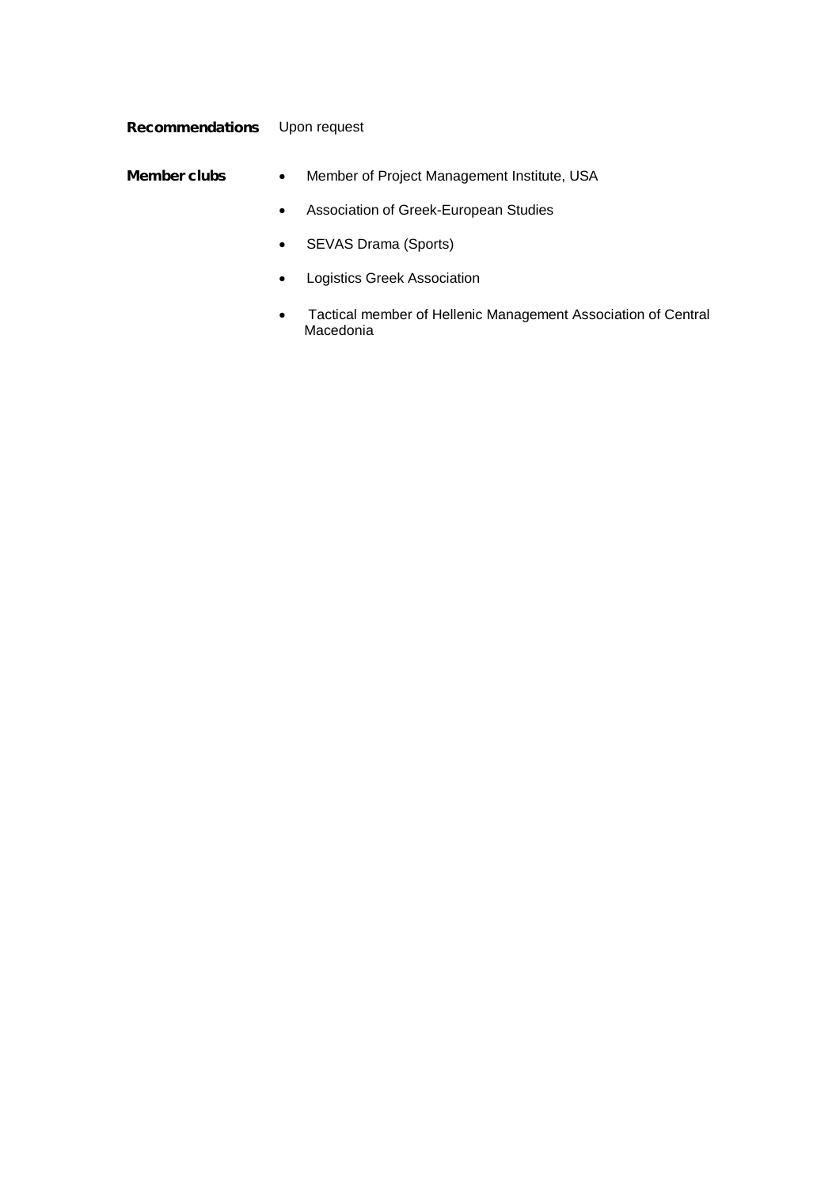**Recommendations** Upon request

**Member clubs**

- Member of Project Management Institute, USA
- Association of Greek-European Studies
- SEVAS Drama (Sports)
- Logistics Greek Association
- Tactical member of Hellenic Management Association of Central Macedonia